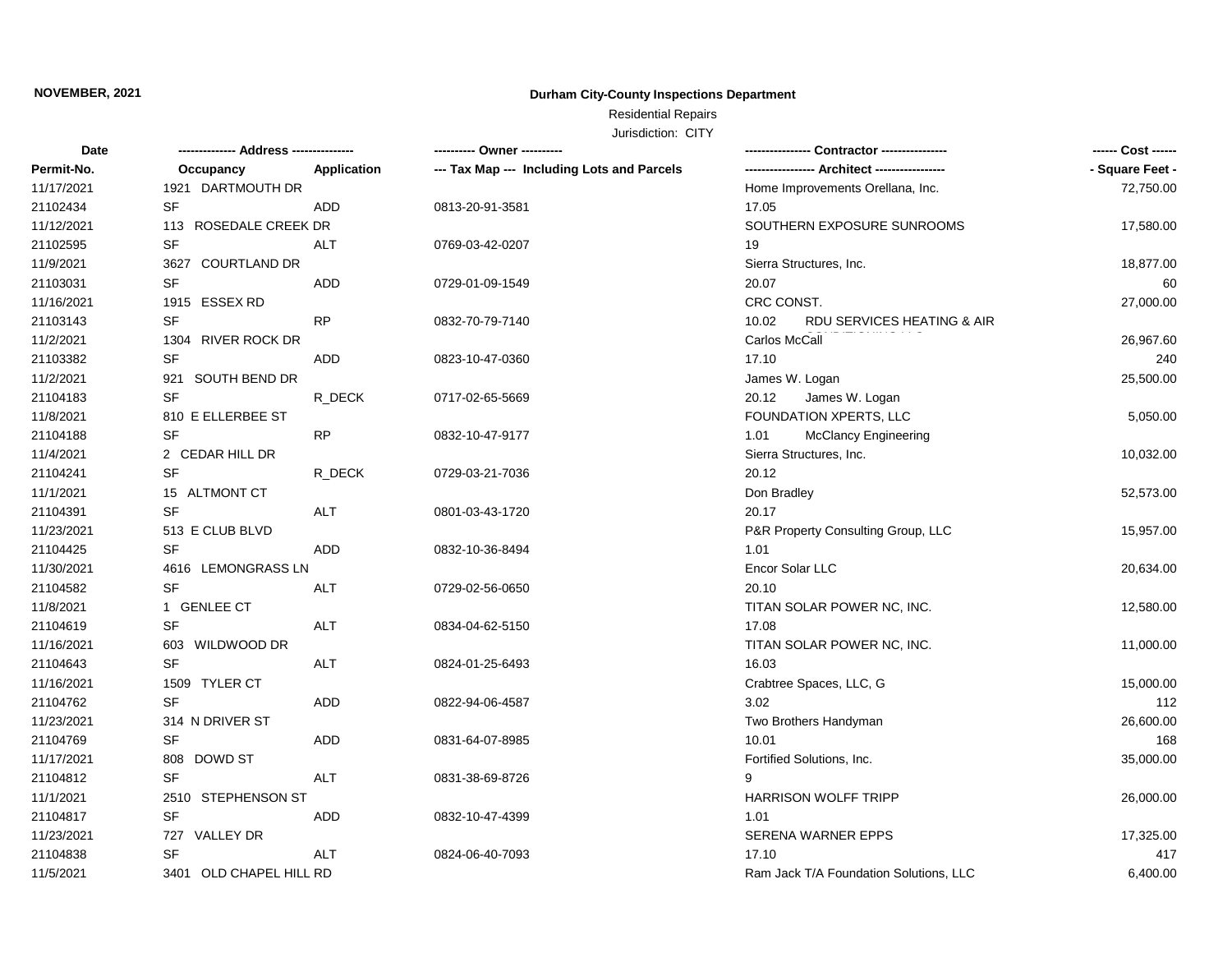**NOVEMBER, 2021**

# Durham City-County Inspections Department

Residential Repairs

Jurisdiction: CITY

| Date | Address | | Owner | Contractor | Cost |
|---|---|---|---|---|---|
| Permit-No. | Occupancy | Application | Tax Map --- Including Lots and Parcels | Architect | Square Feet |
| 11/17/2021 | 1921 DARTMOUTH DR | | | Home Improvements Orellana, Inc. | 72,750.00 |
| 21102434 | SF | ADD | 0813-20-91-3581 | 17.05 | |
| 11/12/2021 | 113 ROSEDALE CREEK DR | | | SOUTHERN EXPOSURE SUNROOMS | 17,580.00 |
| 21102595 | SF | ALT | 0769-03-42-0207 | 19 | |
| 11/9/2021 | 3627 COURTLAND DR | | | Sierra Structures, Inc. | 18,877.00 |
| 21103031 | SF | ADD | 0729-01-09-1549 | 20.07 | 60 |
| 11/16/2021 | 1915 ESSEX RD | | | CRC CONST. | 27,000.00 |
| 21103143 | SF | RP | 0832-70-79-7140 | 10.02 RDU SERVICES HEATING & AIR CONDITIONING LLC | |
| 11/2/2021 | 1304 RIVER ROCK DR | | | Carlos McCall | 26,967.60 |
| 21103382 | SF | ADD | 0823-10-47-0360 | 17.10 | 240 |
| 11/2/2021 | 921 SOUTH BEND DR | | | James W. Logan | 25,500.00 |
| 21104183 | SF | R_DECK | 0717-02-65-5669 | 20.12 James W. Logan | |
| 11/8/2021 | 810 E ELLERBEE ST | | | FOUNDATION XPERTS, LLC | 5,050.00 |
| 21104188 | SF | RP | 0832-10-47-9177 | 1.01 McClancy Engineering | |
| 11/4/2021 | 2 CEDAR HILL DR | | | Sierra Structures, Inc. | 10,032.00 |
| 21104241 | SF | R_DECK | 0729-03-21-7036 | 20.12 | |
| 11/1/2021 | 15 ALTMONT CT | | | Don Bradley | 52,573.00 |
| 21104391 | SF | ALT | 0801-03-43-1720 | 20.17 | |
| 11/23/2021 | 513 E CLUB BLVD | | | P&R Property Consulting Group, LLC | 15,957.00 |
| 21104425 | SF | ADD | 0832-10-36-8494 | 1.01 | |
| 11/30/2021 | 4616 LEMONGRASS LN | | | Encor Solar LLC | 20,634.00 |
| 21104582 | SF | ALT | 0729-02-56-0650 | 20.10 | |
| 11/8/2021 | 1 GENLEE CT | | | TITAN SOLAR POWER NC, INC. | 12,580.00 |
| 21104619 | SF | ALT | 0834-04-62-5150 | 17.08 | |
| 11/16/2021 | 603 WILDWOOD DR | | | TITAN SOLAR POWER NC, INC. | 11,000.00 |
| 21104643 | SF | ALT | 0824-01-25-6493 | 16.03 | |
| 11/16/2021 | 1509 TYLER CT | | | Crabtree Spaces, LLC, G | 15,000.00 |
| 21104762 | SF | ADD | 0822-94-06-4587 | 3.02 | 112 |
| 11/23/2021 | 314 N DRIVER ST | | | Two Brothers Handyman | 26,600.00 |
| 21104769 | SF | ADD | 0831-64-07-8985 | 10.01 | 168 |
| 11/17/2021 | 808 DOWD ST | | | Fortified Solutions, Inc. | 35,000.00 |
| 21104812 | SF | ALT | 0831-38-69-8726 | 9 | |
| 11/1/2021 | 2510 STEPHENSON ST | | | HARRISON WOLFF TRIPP | 26,000.00 |
| 21104817 | SF | ADD | 0832-10-47-4399 | 1.01 | |
| 11/23/2021 | 727 VALLEY DR | | | SERENA WARNER EPPS | 17,325.00 |
| 21104838 | SF | ALT | 0824-06-40-7093 | 17.10 | 417 |
| 11/5/2021 | 3401 OLD CHAPEL HILL RD | | | Ram Jack T/A Foundation Solutions, LLC | 6,400.00 |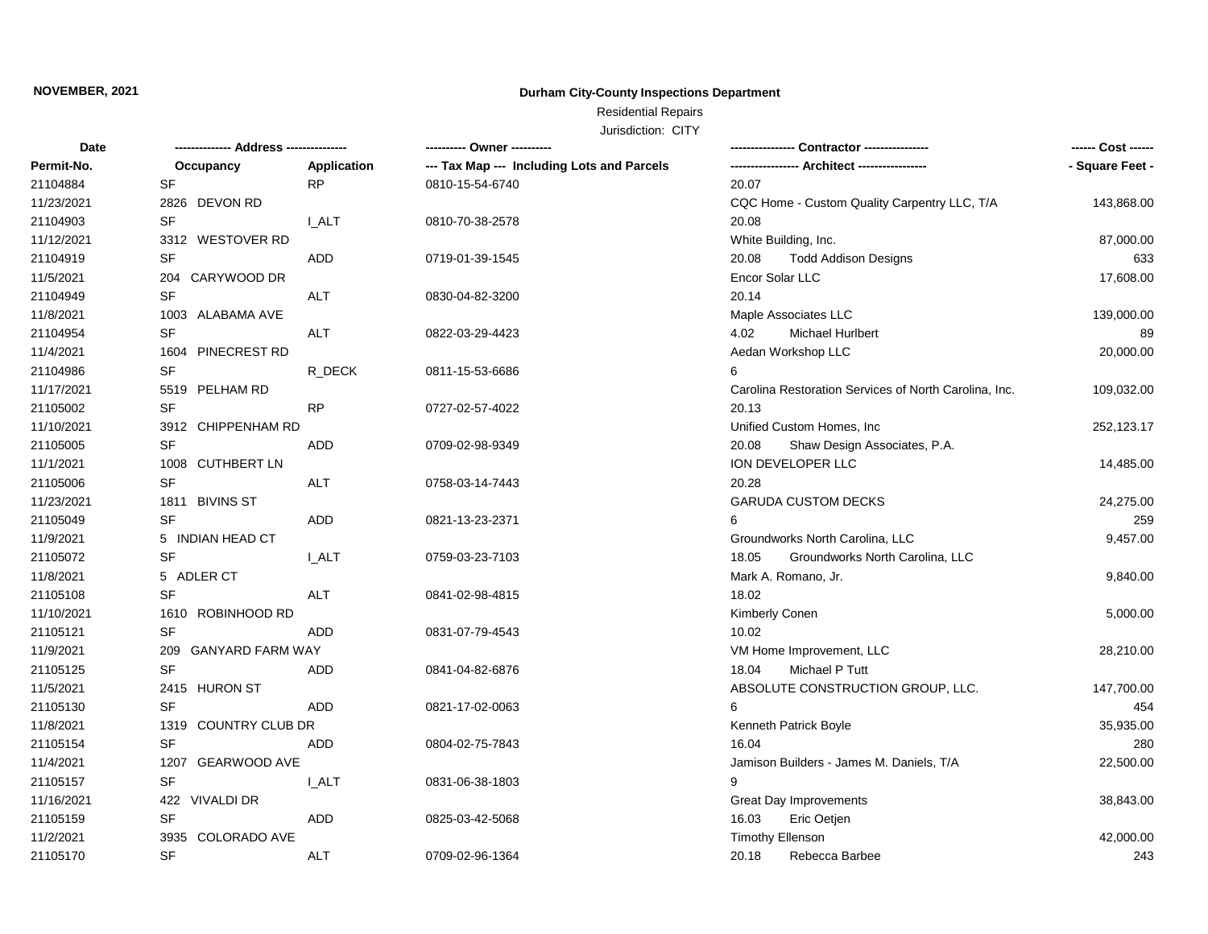**NOVEMBER, 2021**

## Durham City-County Inspections Department

Residential Repairs

Jurisdiction: CITY

| Date | ------------- Address -------------- | | ---------- Owner ---------- | ---------------- Contractor ---------------- | ------ Cost ------ |
|---|---|---|---|---|---|
| Permit-No. | Occupancy | Application | --- Tax Map --- Including Lots and Parcels | ---------------- Architect ---------------- | - Square Feet - |
| 21104884 | SF | RP | 0810-15-54-6740 | 20.07 | |
| 11/23/2021 | 2826 DEVON RD | | | CQC Home - Custom Quality Carpentry LLC, T/A | 143,868.00 |
| 21104903 | SF | I_ALT | 0810-70-38-2578 | 20.08 | |
| 11/12/2021 | 3312 WESTOVER RD | | | White Building, Inc. | 87,000.00 |
| 21104919 | SF | ADD | 0719-01-39-1545 | 20.08 Todd Addison Designs | 633 |
| 11/5/2021 | 204 CARYWOOD DR | | | Encor Solar LLC | 17,608.00 |
| 21104949 | SF | ALT | 0830-04-82-3200 | 20.14 | |
| 11/8/2021 | 1003 ALABAMA AVE | | | Maple Associates LLC | 139,000.00 |
| 21104954 | SF | ALT | 0822-03-29-4423 | 4.02 Michael Hurlbert | 89 |
| 11/4/2021 | 1604 PINECREST RD | | | Aedan Workshop LLC | 20,000.00 |
| 21104986 | SF | R_DECK | 0811-15-53-6686 | 6 | |
| 11/17/2021 | 5519 PELHAM RD | | | Carolina Restoration Services of North Carolina, Inc. | 109,032.00 |
| 21105002 | SF | RP | 0727-02-57-4022 | 20.13 | |
| 11/10/2021 | 3912 CHIPPENHAM RD | | | Unified Custom Homes, Inc | 252,123.17 |
| 21105005 | SF | ADD | 0709-02-98-9349 | 20.08 Shaw Design Associates, P.A. | |
| 11/1/2021 | 1008 CUTHBERT LN | | | ION DEVELOPER LLC | 14,485.00 |
| 21105006 | SF | ALT | 0758-03-14-7443 | 20.28 | |
| 11/23/2021 | 1811 BIVINS ST | | | GARUDA CUSTOM DECKS | 24,275.00 |
| 21105049 | SF | ADD | 0821-13-23-2371 | 6 | 259 |
| 11/9/2021 | 5 INDIAN HEAD CT | | | Groundworks North Carolina, LLC | 9,457.00 |
| 21105072 | SF | I_ALT | 0759-03-23-7103 | 18.05 Groundworks North Carolina, LLC | |
| 11/8/2021 | 5 ADLER CT | | | Mark A. Romano, Jr. | 9,840.00 |
| 21105108 | SF | ALT | 0841-02-98-4815 | 18.02 | |
| 11/10/2021 | 1610 ROBINHOOD RD | | | Kimberly Conen | 5,000.00 |
| 21105121 | SF | ADD | 0831-07-79-4543 | 10.02 | |
| 11/9/2021 | 209 GANYARD FARM WAY | | | VM Home Improvement, LLC | 28,210.00 |
| 21105125 | SF | ADD | 0841-04-82-6876 | 18.04 Michael P Tutt | |
| 11/5/2021 | 2415 HURON ST | | | ABSOLUTE CONSTRUCTION GROUP, LLC. | 147,700.00 |
| 21105130 | SF | ADD | 0821-17-02-0063 | 6 | 454 |
| 11/8/2021 | 1319 COUNTRY CLUB DR | | | Kenneth Patrick Boyle | 35,935.00 |
| 21105154 | SF | ADD | 0804-02-75-7843 | 16.04 | 280 |
| 11/4/2021 | 1207 GEARWOOD AVE | | | Jamison Builders - James M. Daniels, T/A | 22,500.00 |
| 21105157 | SF | I_ALT | 0831-06-38-1803 | 9 | |
| 11/16/2021 | 422 VIVALDI DR | | | Great Day Improvements | 38,843.00 |
| 21105159 | SF | ADD | 0825-03-42-5068 | 16.03 Eric Oetjen | |
| 11/2/2021 | 3935 COLORADO AVE | | | Timothy Ellenson | 42,000.00 |
| 21105170 | SF | ALT | 0709-02-96-1364 | 20.18 Rebecca Barbee | 243 |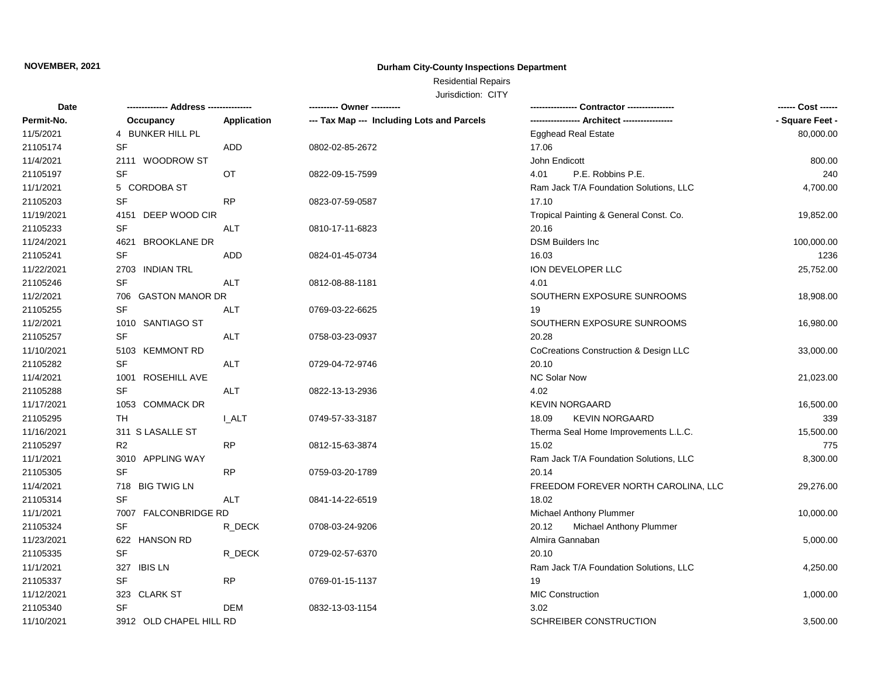**NOVEMBER, 2021**

**Durham City-County Inspections Department**

Residential Repairs

Jurisdiction: CITY

| Date / Permit-No. | Address / Occupancy | Application | Owner / Tax Map --- Including Lots and Parcels | Contractor / Architect | Cost / Square Feet |
|---|---|---|---|---|---|
| 11/5/2021 | 4 BUNKER HILL PL | | | Egghead Real Estate | 80,000.00 |
| 21105174 | SF | ADD | 0802-02-85-2672 | 17.06 | |
| 11/4/2021 | 2111 WOODROW ST | | | John Endicott | 800.00 |
| 21105197 | SF | OT | 0822-09-15-7599 | 4.01 P.E. Robbins P.E. | 240 |
| 11/1/2021 | 5 CORDOBA ST | | | Ram Jack T/A Foundation Solutions, LLC | 4,700.00 |
| 21105203 | SF | RP | 0823-07-59-0587 | 17.10 | |
| 11/19/2021 | 4151 DEEP WOOD CIR | | | Tropical Painting & General Const. Co. | 19,852.00 |
| 21105233 | SF | ALT | 0810-17-11-6823 | 20.16 | |
| 11/24/2021 | 4621 BROOKLANE DR | | | DSM Builders Inc | 100,000.00 |
| 21105241 | SF | ADD | 0824-01-45-0734 | 16.03 | 1236 |
| 11/22/2021 | 2703 INDIAN TRL | | | ION DEVELOPER LLC | 25,752.00 |
| 21105246 | SF | ALT | 0812-08-88-1181 | 4.01 | |
| 11/2/2021 | 706 GASTON MANOR DR | | | SOUTHERN EXPOSURE SUNROOMS | 18,908.00 |
| 21105255 | SF | ALT | 0769-03-22-6625 | 19 | |
| 11/2/2021 | 1010 SANTIAGO ST | | | SOUTHERN EXPOSURE SUNROOMS | 16,980.00 |
| 21105257 | SF | ALT | 0758-03-23-0937 | 20.28 | |
| 11/10/2021 | 5103 KEMMONT RD | | | CoCreations Construction & Design LLC | 33,000.00 |
| 21105282 | SF | ALT | 0729-04-72-9746 | 20.10 | |
| 11/4/2021 | 1001 ROSEHILL AVE | | | NC Solar Now | 21,023.00 |
| 21105288 | SF | ALT | 0822-13-13-2936 | 4.02 | |
| 11/17/2021 | 1053 COMMACK DR | | | KEVIN NORGAARD | 16,500.00 |
| 21105295 | TH | I_ALT | 0749-57-33-3187 | 18.09 KEVIN NORGAARD | 339 |
| 11/16/2021 | 311 S LASALLE ST | | | Therma Seal Home Improvements L.L.C. | 15,500.00 |
| 21105297 | R2 | RP | 0812-15-63-3874 | 15.02 | 775 |
| 11/1/2021 | 3010 APPLING WAY | | | Ram Jack T/A Foundation Solutions, LLC | 8,300.00 |
| 21105305 | SF | RP | 0759-03-20-1789 | 20.14 | |
| 11/4/2021 | 718 BIG TWIG LN | | | FREEDOM FOREVER NORTH CAROLINA, LLC | 29,276.00 |
| 21105314 | SF | ALT | 0841-14-22-6519 | 18.02 | |
| 11/1/2021 | 7007 FALCONBRIDGE RD | | | Michael Anthony Plummer | 10,000.00 |
| 21105324 | SF | R_DECK | 0708-03-24-9206 | 20.12 Michael Anthony Plummer | |
| 11/23/2021 | 622 HANSON RD | | | Almira Gannaban | 5,000.00 |
| 21105335 | SF | R_DECK | 0729-02-57-6370 | 20.10 | |
| 11/1/2021 | 327 IBIS LN | | | Ram Jack T/A Foundation Solutions, LLC | 4,250.00 |
| 21105337 | SF | RP | 0769-01-15-1137 | 19 | |
| 11/12/2021 | 323 CLARK ST | | | MIC Construction | 1,000.00 |
| 21105340 | SF | DEM | 0832-13-03-1154 | 3.02 | |
| 11/10/2021 | 3912 OLD CHAPEL HILL RD | | | SCHREIBER CONSTRUCTION | 3,500.00 |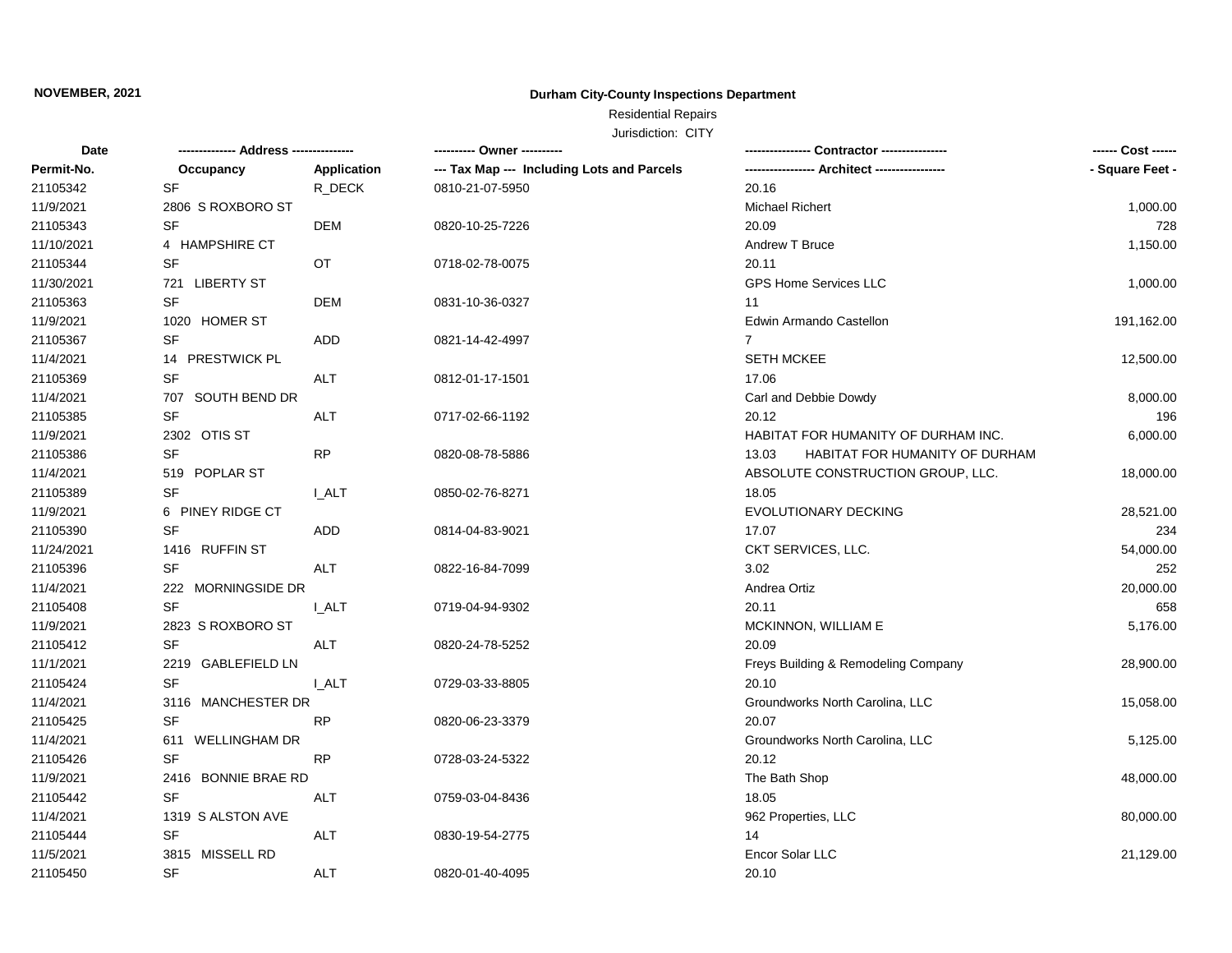**NOVEMBER, 2021**

**Durham City-County Inspections Department**

Residential Repairs

Jurisdiction: CITY

| Date / Permit-No. | Address / Occupancy | Application | Owner / Tax Map --- Including Lots and Parcels | Contractor / Architect | Cost / Square Feet |
|---|---|---|---|---|---|
| 21105342 | SF | R_DECK | 0810-21-07-5950 | 20.16 | |
| 11/9/2021 | 2806 S ROXBORO ST | | | Michael Richert | 1,000.00 |
| 21105343 | SF | DEM | 0820-10-25-7226 | 20.09 | 728 |
| 11/10/2021 | 4 HAMPSHIRE CT | | | Andrew T Bruce | 1,150.00 |
| 21105344 | SF | OT | 0718-02-78-0075 | 20.11 | |
| 11/30/2021 | 721 LIBERTY ST | | | GPS Home Services LLC | 1,000.00 |
| 21105363 | SF | DEM | 0831-10-36-0327 | 11 | |
| 11/9/2021 | 1020 HOMER ST | | | Edwin Armando Castellon | 191,162.00 |
| 21105367 | SF | ADD | 0821-14-42-4997 | 7 | |
| 11/4/2021 | 14 PRESTWICK PL | | | SETH MCKEE | 12,500.00 |
| 21105369 | SF | ALT | 0812-01-17-1501 | 17.06 | |
| 11/4/2021 | 707 SOUTH BEND DR | | | Carl and Debbie Dowdy | 8,000.00 |
| 21105385 | SF | ALT | 0717-02-66-1192 | 20.12 | 196 |
| 11/9/2021 | 2302 OTIS ST | | | HABITAT FOR HUMANITY OF DURHAM INC. | 6,000.00 |
| 21105386 | SF | RP | 0820-08-78-5886 | 13.03 HABITAT FOR HUMANITY OF DURHAM | |
| 11/4/2021 | 519 POPLAR ST | | | ABSOLUTE CONSTRUCTION GROUP, LLC. | 18,000.00 |
| 21105389 | SF | I_ALT | 0850-02-76-8271 | 18.05 | |
| 11/9/2021 | 6 PINEY RIDGE CT | | | EVOLUTIONARY DECKING | 28,521.00 |
| 21105390 | SF | ADD | 0814-04-83-9021 | 17.07 | 234 |
| 11/24/2021 | 1416 RUFFIN ST | | | CKT SERVICES, LLC. | 54,000.00 |
| 21105396 | SF | ALT | 0822-16-84-7099 | 3.02 | 252 |
| 11/4/2021 | 222 MORNINGSIDE DR | | | Andrea Ortiz | 20,000.00 |
| 21105408 | SF | I_ALT | 0719-04-94-9302 | 20.11 | 658 |
| 11/9/2021 | 2823 S ROXBORO ST | | | MCKINNON, WILLIAM E | 5,176.00 |
| 21105412 | SF | ALT | 0820-24-78-5252 | 20.09 | |
| 11/1/2021 | 2219 GABLEFIELD LN | | | Freys Building & Remodeling Company | 28,900.00 |
| 21105424 | SF | I_ALT | 0729-03-33-8805 | 20.10 | |
| 11/4/2021 | 3116 MANCHESTER DR | | | Groundworks North Carolina, LLC | 15,058.00 |
| 21105425 | SF | RP | 0820-06-23-3379 | 20.07 | |
| 11/4/2021 | 611 WELLINGHAM DR | | | Groundworks North Carolina, LLC | 5,125.00 |
| 21105426 | SF | RP | 0728-03-24-5322 | 20.12 | |
| 11/9/2021 | 2416 BONNIE BRAE RD | | | The Bath Shop | 48,000.00 |
| 21105442 | SF | ALT | 0759-03-04-8436 | 18.05 | |
| 11/4/2021 | 1319 S ALSTON AVE | | | 962 Properties, LLC | 80,000.00 |
| 21105444 | SF | ALT | 0830-19-54-2775 | 14 | |
| 11/5/2021 | 3815 MISSELL RD | | | Encor Solar LLC | 21,129.00 |
| 21105450 | SF | ALT | 0820-01-40-4095 | 20.10 | |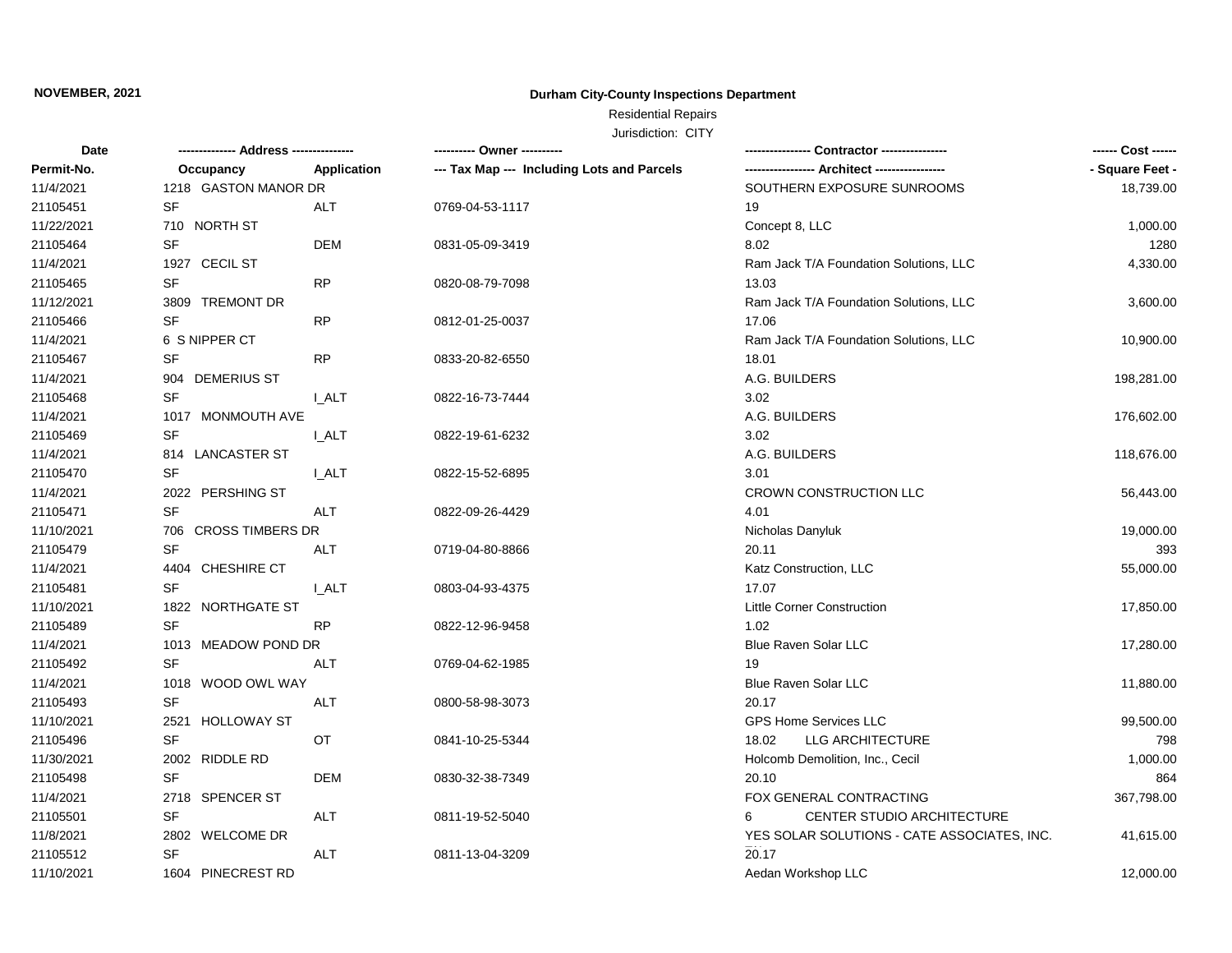**NOVEMBER, 2021**

**Durham City-County Inspections Department**

Residential Repairs

Jurisdiction: CITY

| Date | ------------- Address -------------- | | ---------- Owner ---------- | ---------------- Contractor ---------------- | ------ Cost ------ |
|---|---|---|---|---|---|
| **Permit-No.** | **Occupancy** | **Application** | **--- Tax Map --- Including Lots and Parcels** | **----------------- Architect -----------------** | **- Square Feet -** |
| 11/4/2021 | 1218 GASTON MANOR DR | | | SOUTHERN EXPOSURE SUNROOMS | 18,739.00 |
| 21105451 | SF | ALT | 0769-04-53-1117 | 19 | |
| 11/22/2021 | 710 NORTH ST | | | Concept 8, LLC | 1,000.00 |
| 21105464 | SF | DEM | 0831-05-09-3419 | 8.02 | 1280 |
| 11/4/2021 | 1927 CECIL ST | | | Ram Jack T/A Foundation Solutions, LLC | 4,330.00 |
| 21105465 | SF | RP | 0820-08-79-7098 | 13.03 | |
| 11/12/2021 | 3809 TREMONT DR | | | Ram Jack T/A Foundation Solutions, LLC | 3,600.00 |
| 21105466 | SF | RP | 0812-01-25-0037 | 17.06 | |
| 11/4/2021 | 6 S NIPPER CT | | | Ram Jack T/A Foundation Solutions, LLC | 10,900.00 |
| 21105467 | SF | RP | 0833-20-82-6550 | 18.01 | |
| 11/4/2021 | 904 DEMERIUS ST | | | A.G. BUILDERS | 198,281.00 |
| 21105468 | SF | I_ALT | 0822-16-73-7444 | 3.02 | |
| 11/4/2021 | 1017 MONMOUTH AVE | | | A.G. BUILDERS | 176,602.00 |
| 21105469 | SF | I_ALT | 0822-19-61-6232 | 3.02 | |
| 11/4/2021 | 814 LANCASTER ST | | | A.G. BUILDERS | 118,676.00 |
| 21105470 | SF | I_ALT | 0822-15-52-6895 | 3.01 | |
| 11/4/2021 | 2022 PERSHING ST | | | CROWN CONSTRUCTION LLC | 56,443.00 |
| 21105471 | SF | ALT | 0822-09-26-4429 | 4.01 | |
| 11/10/2021 | 706 CROSS TIMBERS DR | | | Nicholas Danyluk | 19,000.00 |
| 21105479 | SF | ALT | 0719-04-80-8866 | 20.11 | 393 |
| 11/4/2021 | 4404 CHESHIRE CT | | | Katz Construction, LLC | 55,000.00 |
| 21105481 | SF | I_ALT | 0803-04-93-4375 | 17.07 | |
| 11/10/2021 | 1822 NORTHGATE ST | | | Little Corner Construction | 17,850.00 |
| 21105489 | SF | RP | 0822-12-96-9458 | 1.02 | |
| 11/4/2021 | 1013 MEADOW POND DR | | | Blue Raven Solar LLC | 17,280.00 |
| 21105492 | SF | ALT | 0769-04-62-1985 | 19 | |
| 11/4/2021 | 1018 WOOD OWL WAY | | | Blue Raven Solar LLC | 11,880.00 |
| 21105493 | SF | ALT | 0800-58-98-3073 | 20.17 | |
| 11/10/2021 | 2521 HOLLOWAY ST | | | GPS Home Services LLC | 99,500.00 |
| 21105496 | SF | OT | 0841-10-25-5344 | 18.02 LLG ARCHITECTURE | 798 |
| 11/30/2021 | 2002 RIDDLE RD | | | Holcomb Demolition, Inc., Cecil | 1,000.00 |
| 21105498 | SF | DEM | 0830-32-38-7349 | 20.10 | 864 |
| 11/4/2021 | 2718 SPENCER ST | | | FOX GENERAL CONTRACTING | 367,798.00 |
| 21105501 | SF | ALT | 0811-19-52-5040 | 6 CENTER STUDIO ARCHITECTURE | |
| 11/8/2021 | 2802 WELCOME DR | | | YES SOLAR SOLUTIONS - CATE ASSOCIATES, INC. | 41,615.00 |
| 21105512 | SF | ALT | 0811-13-04-3209 | 20.17 | |
| 11/10/2021 | 1604 PINECREST RD | | | Aedan Workshop LLC | 12,000.00 |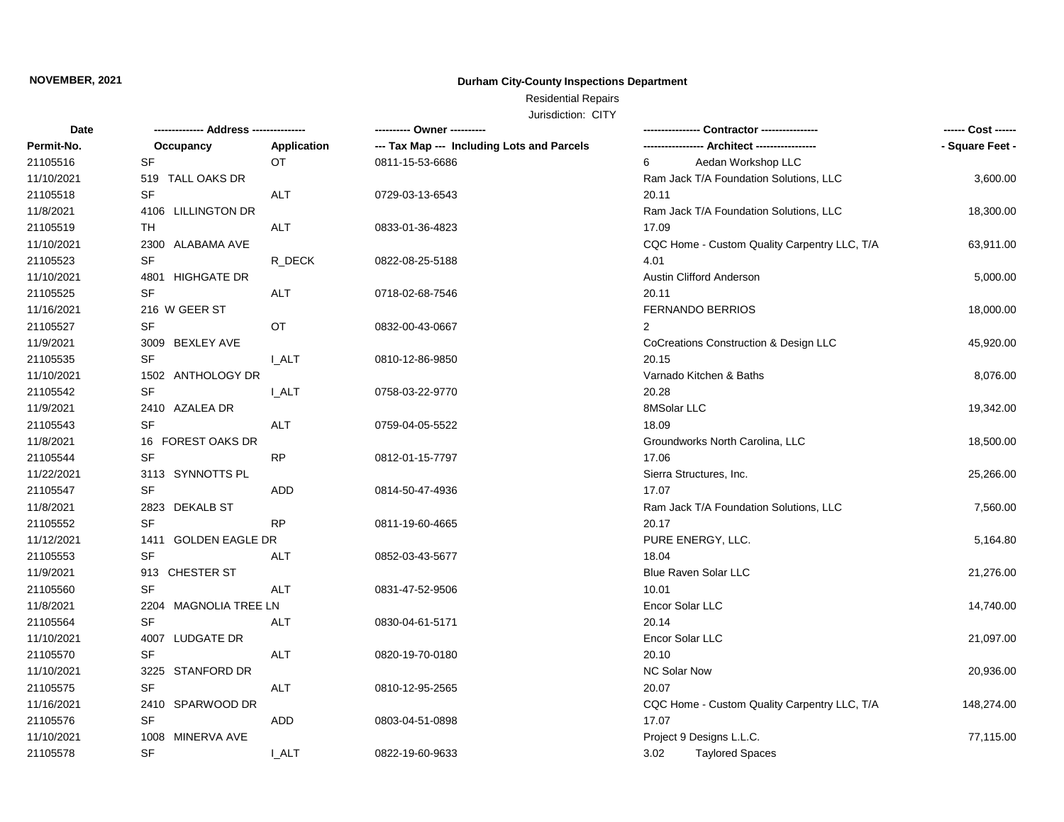**NOVEMBER, 2021**

**Durham City-County Inspections Department**

Residential Repairs

Jurisdiction: CITY

| Date<br>Permit-No. | -------------- Address ---------------<br>Occupancy | <br>Application | ---------- Owner ----------<br>--- Tax Map --- Including Lots and Parcels | ---------------- Contractor ----------------<br>----------------- Architect ----------------- | ------ Cost ------<br>- Square Feet - |
|---|---|---|---|---|---|
| 21105516 | SF | OT | 0811-15-53-6686 | 6 Aedan Workshop LLC | |
| 11/10/2021 | 519 TALL OAKS DR | | | Ram Jack T/A Foundation Solutions, LLC | 3,600.00 |
| 21105518 | SF | ALT | 0729-03-13-6543 | 20.11 | |
| 11/8/2021 | 4106 LILLINGTON DR | | | Ram Jack T/A Foundation Solutions, LLC | 18,300.00 |
| 21105519 | TH | ALT | 0833-01-36-4823 | 17.09 | |
| 11/10/2021 | 2300 ALABAMA AVE | | | CQC Home - Custom Quality Carpentry LLC, T/A | 63,911.00 |
| 21105523 | SF | R_DECK | 0822-08-25-5188 | 4.01 | |
| 11/10/2021 | 4801 HIGHGATE DR | | | Austin Clifford Anderson | 5,000.00 |
| 21105525 | SF | ALT | 0718-02-68-7546 | 20.11 | |
| 11/16/2021 | 216 W GEER ST | | | FERNANDO BERRIOS | 18,000.00 |
| 21105527 | SF | OT | 0832-00-43-0667 | 2 | |
| 11/9/2021 | 3009 BEXLEY AVE | | | CoCreations Construction & Design LLC | 45,920.00 |
| 21105535 | SF | I_ALT | 0810-12-86-9850 | 20.15 | |
| 11/10/2021 | 1502 ANTHOLOGY DR | | | Varnado Kitchen & Baths | 8,076.00 |
| 21105542 | SF | I_ALT | 0758-03-22-9770 | 20.28 | |
| 11/9/2021 | 2410 AZALEA DR | | | 8MSolar LLC | 19,342.00 |
| 21105543 | SF | ALT | 0759-04-05-5522 | 18.09 | |
| 11/8/2021 | 16 FOREST OAKS DR | | | Groundworks North Carolina, LLC | 18,500.00 |
| 21105544 | SF | RP | 0812-01-15-7797 | 17.06 | |
| 11/22/2021 | 3113 SYNNOTTS PL | | | Sierra Structures, Inc. | 25,266.00 |
| 21105547 | SF | ADD | 0814-50-47-4936 | 17.07 | |
| 11/8/2021 | 2823 DEKALB ST | | | Ram Jack T/A Foundation Solutions, LLC | 7,560.00 |
| 21105552 | SF | RP | 0811-19-60-4665 | 20.17 | |
| 11/12/2021 | 1411 GOLDEN EAGLE DR | | | PURE ENERGY, LLC. | 5,164.80 |
| 21105553 | SF | ALT | 0852-03-43-5677 | 18.04 | |
| 11/9/2021 | 913 CHESTER ST | | | Blue Raven Solar LLC | 21,276.00 |
| 21105560 | SF | ALT | 0831-47-52-9506 | 10.01 | |
| 11/8/2021 | 2204 MAGNOLIA TREE LN | | | Encor Solar LLC | 14,740.00 |
| 21105564 | SF | ALT | 0830-04-61-5171 | 20.14 | |
| 11/10/2021 | 4007 LUDGATE DR | | | Encor Solar LLC | 21,097.00 |
| 21105570 | SF | ALT | 0820-19-70-0180 | 20.10 | |
| 11/10/2021 | 3225 STANFORD DR | | | NC Solar Now | 20,936.00 |
| 21105575 | SF | ALT | 0810-12-95-2565 | 20.07 | |
| 11/16/2021 | 2410 SPARWOOD DR | | | CQC Home - Custom Quality Carpentry LLC, T/A | 148,274.00 |
| 21105576 | SF | ADD | 0803-04-51-0898 | 17.07 | |
| 11/10/2021 | 1008 MINERVA AVE | | | Project 9 Designs L.L.C. | 77,115.00 |
| 21105578 | SF | I_ALT | 0822-19-60-9633 | 3.02 Taylored Spaces | |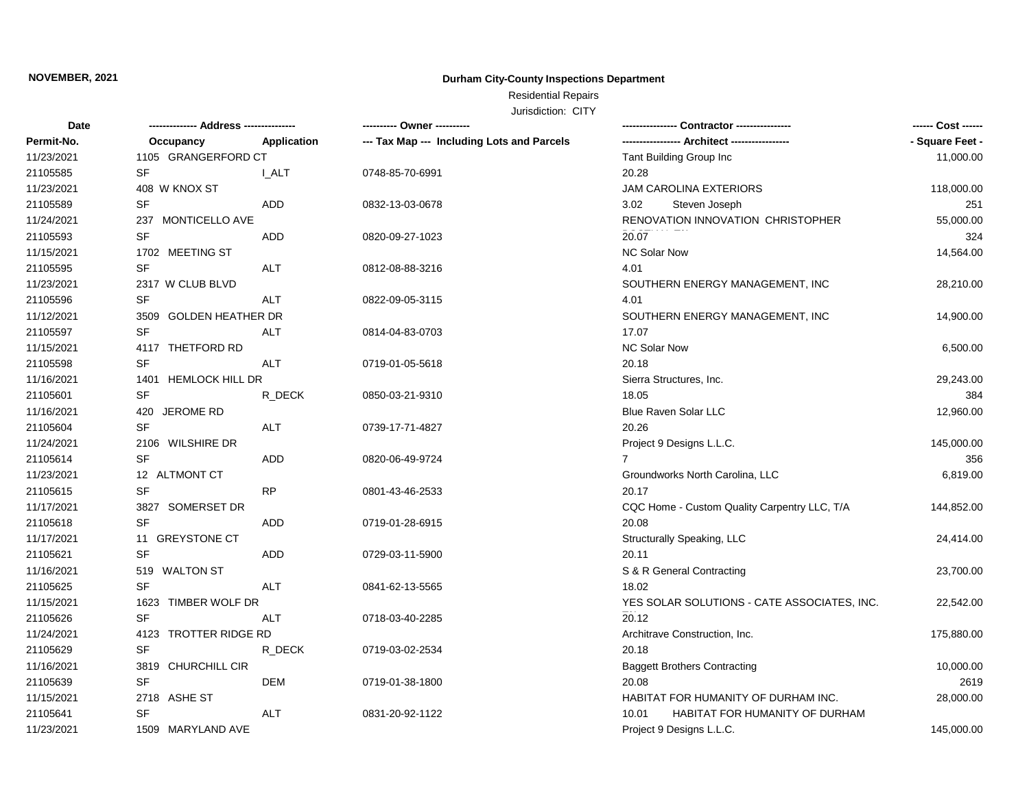**NOVEMBER, 2021**

# Durham City-County Inspections Department

Residential Repairs

Jurisdiction: CITY

| Date | -------------- Address -------------- | | ---------- Owner ---------- | ---------------- Contractor ---------------- | ------ Cost ------ |
|---|---|---|---|---|---|
| Permit-No. | Occupancy | Application | --- Tax Map --- Including Lots and Parcels | ----------------- Architect ----------------- | - Square Feet - |
| 11/23/2021 | 1105 GRANGERFORD CT | | | Tant Building Group Inc | 11,000.00 |
| 21105585 | SF | I_ALT | 0748-85-70-6991 | 20.28 | |
| 11/23/2021 | 408 W KNOX ST | | | JAM CAROLINA EXTERIORS | 118,000.00 |
| 21105589 | SF | ADD | 0832-13-03-0678 | 3.02 Steven Joseph | 251 |
| 11/24/2021 | 237 MONTICELLO AVE | | | RENOVATION INNOVATION CHRISTOPHER | 55,000.00 |
| 21105593 | SF | ADD | 0820-09-27-1023 | 20.07 | 324 |
| 11/15/2021 | 1702 MEETING ST | | | NC Solar Now | 14,564.00 |
| 21105595 | SF | ALT | 0812-08-88-3216 | 4.01 | |
| 11/23/2021 | 2317 W CLUB BLVD | | | SOUTHERN ENERGY MANAGEMENT, INC | 28,210.00 |
| 21105596 | SF | ALT | 0822-09-05-3115 | 4.01 | |
| 11/12/2021 | 3509 GOLDEN HEATHER DR | | | SOUTHERN ENERGY MANAGEMENT, INC | 14,900.00 |
| 21105597 | SF | ALT | 0814-04-83-0703 | 17.07 | |
| 11/15/2021 | 4117 THETFORD RD | | | NC Solar Now | 6,500.00 |
| 21105598 | SF | ALT | 0719-01-05-5618 | 20.18 | |
| 11/16/2021 | 1401 HEMLOCK HILL DR | | | Sierra Structures, Inc. | 29,243.00 |
| 21105601 | SF | R_DECK | 0850-03-21-9310 | 18.05 | 384 |
| 11/16/2021 | 420 JEROME RD | | | Blue Raven Solar LLC | 12,960.00 |
| 21105604 | SF | ALT | 0739-17-71-4827 | 20.26 | |
| 11/24/2021 | 2106 WILSHIRE DR | | | Project 9 Designs L.L.C. | 145,000.00 |
| 21105614 | SF | ADD | 0820-06-49-9724 | 7 | 356 |
| 11/23/2021 | 12 ALTMONT CT | | | Groundworks North Carolina, LLC | 6,819.00 |
| 21105615 | SF | RP | 0801-43-46-2533 | 20.17 | |
| 11/17/2021 | 3827 SOMERSET DR | | | CQC Home - Custom Quality Carpentry LLC, T/A | 144,852.00 |
| 21105618 | SF | ADD | 0719-01-28-6915 | 20.08 | |
| 11/17/2021 | 11 GREYSTONE CT | | | Structurally Speaking, LLC | 24,414.00 |
| 21105621 | SF | ADD | 0729-03-11-5900 | 20.11 | |
| 11/16/2021 | 519 WALTON ST | | | S & R General Contracting | 23,700.00 |
| 21105625 | SF | ALT | 0841-62-13-5565 | 18.02 | |
| 11/15/2021 | 1623 TIMBER WOLF DR | | | YES SOLAR SOLUTIONS - CATE ASSOCIATES, INC. | 22,542.00 |
| 21105626 | SF | ALT | 0718-03-40-2285 | 20.12 | |
| 11/24/2021 | 4123 TROTTER RIDGE RD | | | Architrave Construction, Inc. | 175,880.00 |
| 21105629 | SF | R_DECK | 0719-03-02-2534 | 20.18 | |
| 11/16/2021 | 3819 CHURCHILL CIR | | | Baggett Brothers Contracting | 10,000.00 |
| 21105639 | SF | DEM | 0719-01-38-1800 | 20.08 | 2619 |
| 11/15/2021 | 2718 ASHE ST | | | HABITAT FOR HUMANITY OF DURHAM INC. | 28,000.00 |
| 21105641 | SF | ALT | 0831-20-92-1122 | 10.01 HABITAT FOR HUMANITY OF DURHAM | |
| 11/23/2021 | 1509 MARYLAND AVE | | | Project 9 Designs L.L.C. | 145,000.00 |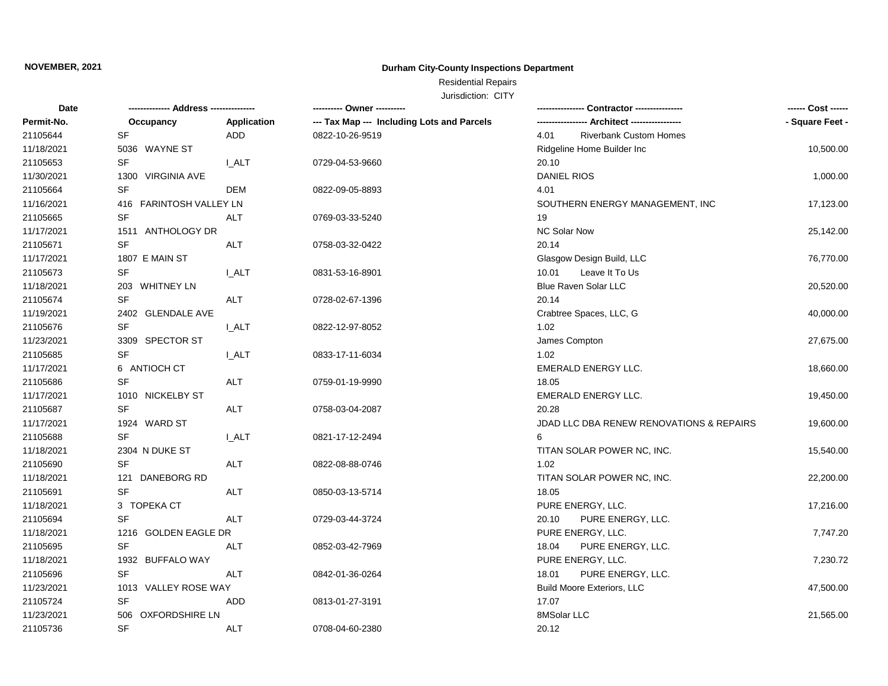**NOVEMBER, 2021**

## Durham City-County Inspections Department

Residential Repairs

Jurisdiction: CITY

| Date | -------------- Address --------------- | | ---------- Owner ---------- | ---------------- Contractor ---------------- | ------ Cost ------ |
|---|---|---|---|---|---|
| Permit-No. | Occupancy | Application | --- Tax Map --- Including Lots and Parcels | ----------------- Architect ----------------- | - Square Feet - |
| 21105644 | SF | ADD | 0822-10-26-9519 | 4.01 Riverbank Custom Homes | |
| 11/18/2021 | 5036 WAYNE ST | | | Ridgeline Home Builder Inc | 10,500.00 |
| 21105653 | SF | I_ALT | 0729-04-53-9660 | 20.10 | |
| 11/30/2021 | 1300 VIRGINIA AVE | | | DANIEL RIOS | 1,000.00 |
| 21105664 | SF | DEM | 0822-09-05-8893 | 4.01 | |
| 11/16/2021 | 416 FARINTOSH VALLEY LN | | | SOUTHERN ENERGY MANAGEMENT, INC | 17,123.00 |
| 21105665 | SF | ALT | 0769-03-33-5240 | 19 | |
| 11/17/2021 | 1511 ANTHOLOGY DR | | | NC Solar Now | 25,142.00 |
| 21105671 | SF | ALT | 0758-03-32-0422 | 20.14 | |
| 11/17/2021 | 1807 E MAIN ST | | | Glasgow Design Build, LLC | 76,770.00 |
| 21105673 | SF | I_ALT | 0831-53-16-8901 | 10.01 Leave It To Us | |
| 11/18/2021 | 203 WHITNEY LN | | | Blue Raven Solar LLC | 20,520.00 |
| 21105674 | SF | ALT | 0728-02-67-1396 | 20.14 | |
| 11/19/2021 | 2402 GLENDALE AVE | | | Crabtree Spaces, LLC, G | 40,000.00 |
| 21105676 | SF | I_ALT | 0822-12-97-8052 | 1.02 | |
| 11/23/2021 | 3309 SPECTOR ST | | | James Compton | 27,675.00 |
| 21105685 | SF | I_ALT | 0833-17-11-6034 | 1.02 | |
| 11/17/2021 | 6 ANTIOCH CT | | | EMERALD ENERGY LLC. | 18,660.00 |
| 21105686 | SF | ALT | 0759-01-19-9990 | 18.05 | |
| 11/17/2021 | 1010 NICKELBY ST | | | EMERALD ENERGY LLC. | 19,450.00 |
| 21105687 | SF | ALT | 0758-03-04-2087 | 20.28 | |
| 11/17/2021 | 1924 WARD ST | | | JDAD LLC DBA RENEW RENOVATIONS & REPAIRS | 19,600.00 |
| 21105688 | SF | I_ALT | 0821-17-12-2494 | 6 | |
| 11/18/2021 | 2304 N DUKE ST | | | TITAN SOLAR POWER NC, INC. | 15,540.00 |
| 21105690 | SF | ALT | 0822-08-88-0746 | 1.02 | |
| 11/18/2021 | 121 DANEBORG RD | | | TITAN SOLAR POWER NC, INC. | 22,200.00 |
| 21105691 | SF | ALT | 0850-03-13-5714 | 18.05 | |
| 11/18/2021 | 3 TOPEKA CT | | | PURE ENERGY, LLC. | 17,216.00 |
| 21105694 | SF | ALT | 0729-03-44-3724 | 20.10 PURE ENERGY, LLC. | |
| 11/18/2021 | 1216 GOLDEN EAGLE DR | | | PURE ENERGY, LLC. | 7,747.20 |
| 21105695 | SF | ALT | 0852-03-42-7969 | 18.04 PURE ENERGY, LLC. | |
| 11/18/2021 | 1932 BUFFALO WAY | | | PURE ENERGY, LLC. | 7,230.72 |
| 21105696 | SF | ALT | 0842-01-36-0264 | 18.01 PURE ENERGY, LLC. | |
| 11/23/2021 | 1013 VALLEY ROSE WAY | | | Build Moore Exteriors, LLC | 47,500.00 |
| 21105724 | SF | ADD | 0813-01-27-3191 | 17.07 | |
| 11/23/2021 | 506 OXFORDSHIRE LN | | | 8MSolar LLC | 21,565.00 |
| 21105736 | SF | ALT | 0708-04-60-2380 | 20.12 | |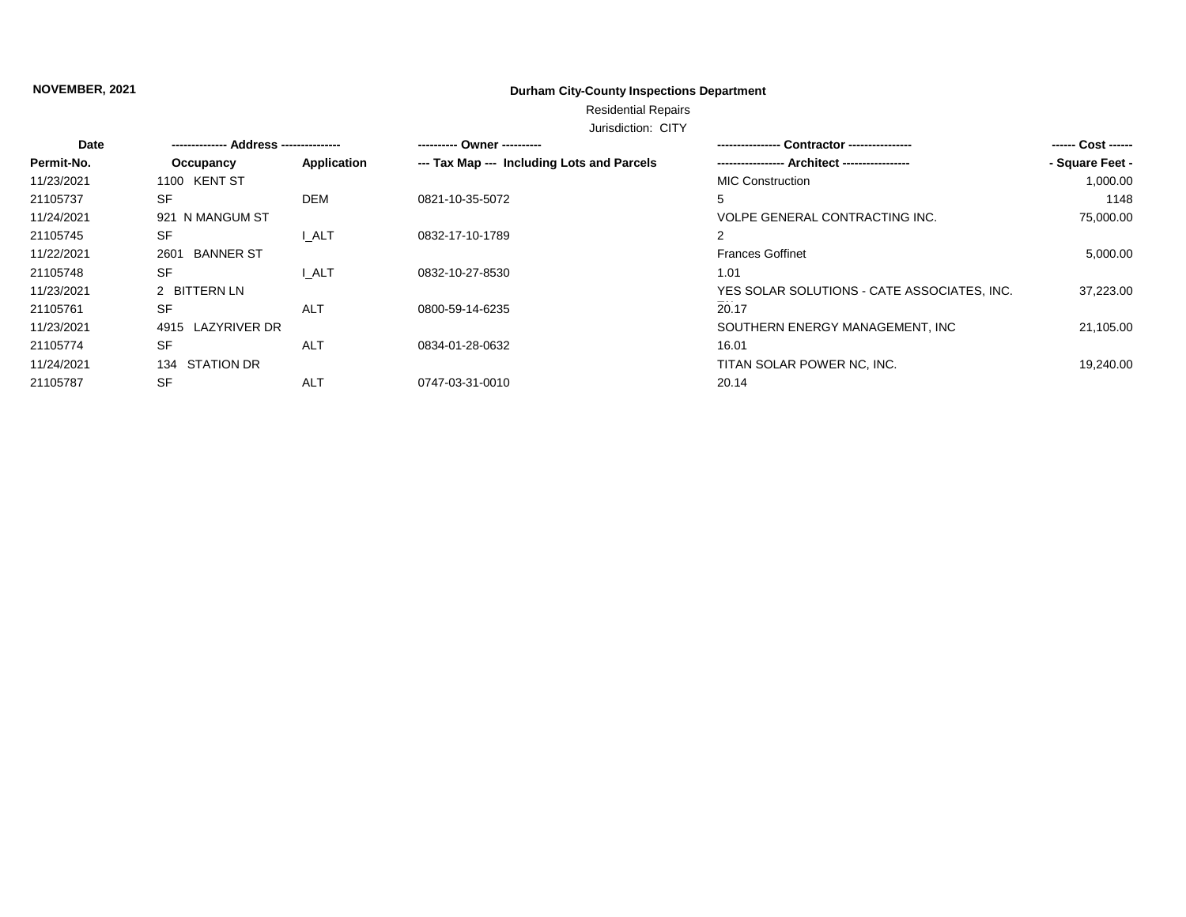**NOVEMBER, 2021**

**Durham City-County Inspections Department**

Residential Repairs

Jurisdiction: CITY

| Date | -------------- Address --------------- | | ---------- Owner ---------- | ---------------- Contractor ---------------- | ------ Cost ------ |
|---|---|---|---|---|---|
| **Permit-No.** | **Occupancy** | **Application** | **--- Tax Map --- Including Lots and Parcels** | **----------------- Architect -----------------** | **- Square Feet -** |
| 11/23/2021 | 1100 KENT ST | | | MIC Construction | 1,000.00 |
| 21105737 | SF | DEM | 0821-10-35-5072 | 5 | 1148 |
| 11/24/2021 | 921 N MANGUM ST | | | VOLPE GENERAL CONTRACTING INC. | 75,000.00 |
| 21105745 | SF | I_ALT | 0832-17-10-1789 | 2 | |
| 11/22/2021 | 2601 BANNER ST | | | Frances Goffinet | 5,000.00 |
| 21105748 | SF | I_ALT | 0832-10-27-8530 | 1.01 | |
| 11/23/2021 | 2 BITTERN LN | | | YES SOLAR SOLUTIONS - CATE ASSOCIATES, INC. | 37,223.00 |
| 21105761 | SF | ALT | 0800-59-14-6235 | 20.17 | |
| 11/23/2021 | 4915 LAZYRIVER DR | | | SOUTHERN ENERGY MANAGEMENT, INC | 21,105.00 |
| 21105774 | SF | ALT | 0834-01-28-0632 | 16.01 | |
| 11/24/2021 | 134 STATION DR | | | TITAN SOLAR POWER NC, INC. | 19,240.00 |
| 21105787 | SF | ALT | 0747-03-31-0010 | 20.14 | |